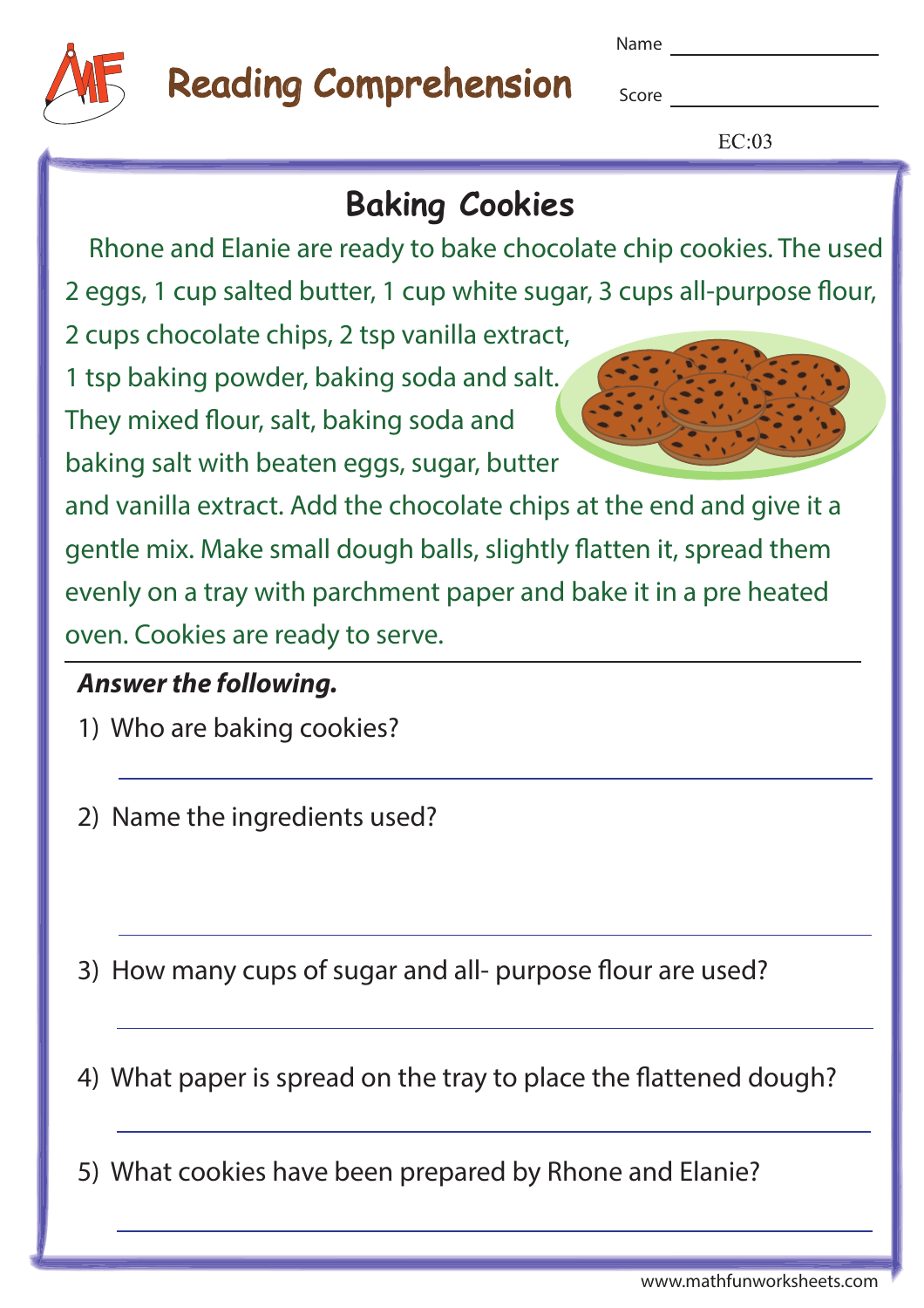# Reading Comprehension

Name ____________________

Score ____________________

EC:03

## Baking Cookies

Rhone and Elanie are ready to bake chocolate chip cookies. The used 2 eggs, 1 cup salted butter, 1 cup white sugar, 3 cups all-purpose flour, 2 cups chocolate chips, 2 tsp vanilla extract, 1 tsp baking powder, baking soda and salt. They mixed flour, salt, baking soda and baking salt with beaten eggs, sugar, butter and vanilla extract. Add the chocolate chips at the end and give it a gentle mix. Make small dough balls, slightly flatten it, spread them evenly on a tray with parchment paper and bake it in a pre heated oven. Cookies are ready to serve.

***Answer the following.***

1) Who are baking cookies?

____________________________________________

2) Name the ingredients used?

____________________________________________

3) How many cups of sugar and all- purpose flour are used?

____________________________________________

4) What paper is spread on the tray to place the flattened dough?

____________________________________________

5) What cookies have been prepared by Rhone and Elanie?

____________________________________________

www.mathfunworksheets.com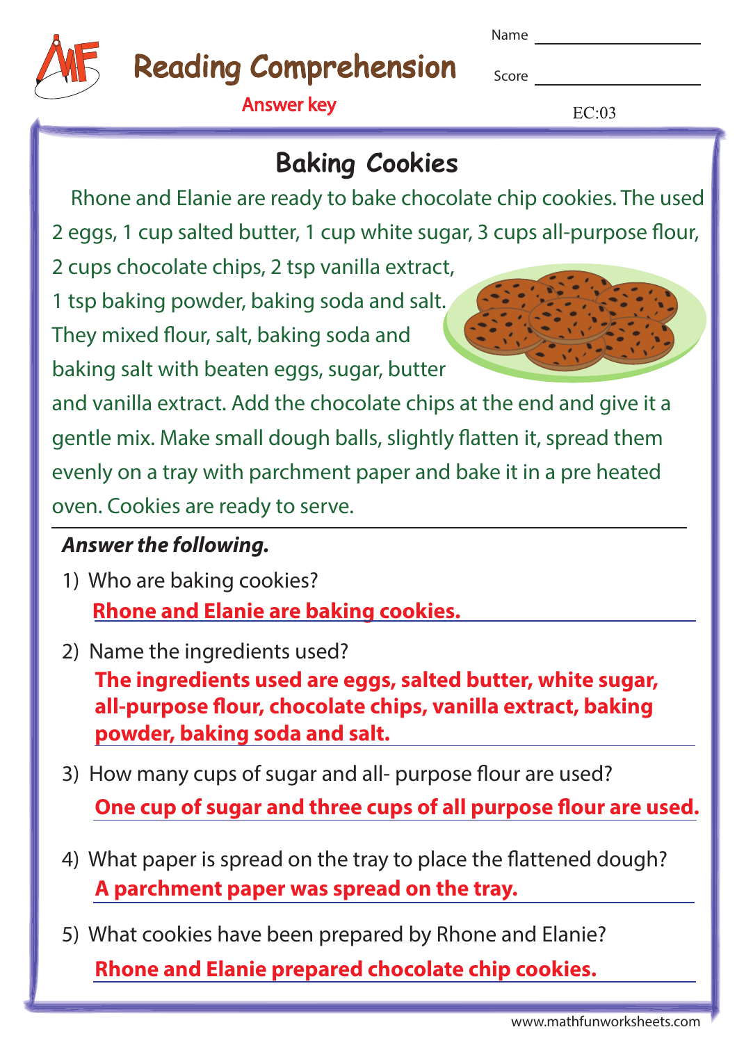# Reading Comprehension

Answer key

Name

Score

EC:03

## Baking Cookies

Rhone and Elanie are ready to bake chocolate chip cookies. The used 2 eggs, 1 cup salted butter, 1 cup white sugar, 3 cups all-purpose flour, 2 cups chocolate chips, 2 tsp vanilla extract, 1 tsp baking powder, baking soda and salt. They mixed flour, salt, baking soda and baking salt with beaten eggs, sugar, butter and vanilla extract. Add the chocolate chips at the end and give it a gentle mix. Make small dough balls, slightly flatten it, spread them evenly on a tray with parchment paper and bake it in a pre heated oven. Cookies are ready to serve.

***Answer the following.***

1) Who are baking cookies?

   **Rhone and Elanie are baking cookies.**

2) Name the ingredients used?

   **The ingredients used are eggs, salted butter, white sugar, all-purpose flour, chocolate chips, vanilla extract, baking powder, baking soda and salt.**

3) How many cups of sugar and all- purpose flour are used?

   **One cup of sugar and three cups of all purpose flour are used.**

4) What paper is spread on the tray to place the flattened dough?

   **A parchment paper was spread on the tray.**

5) What cookies have been prepared by Rhone and Elanie?

   **Rhone and Elanie prepared chocolate chip cookies.**

www.mathfunworksheets.com